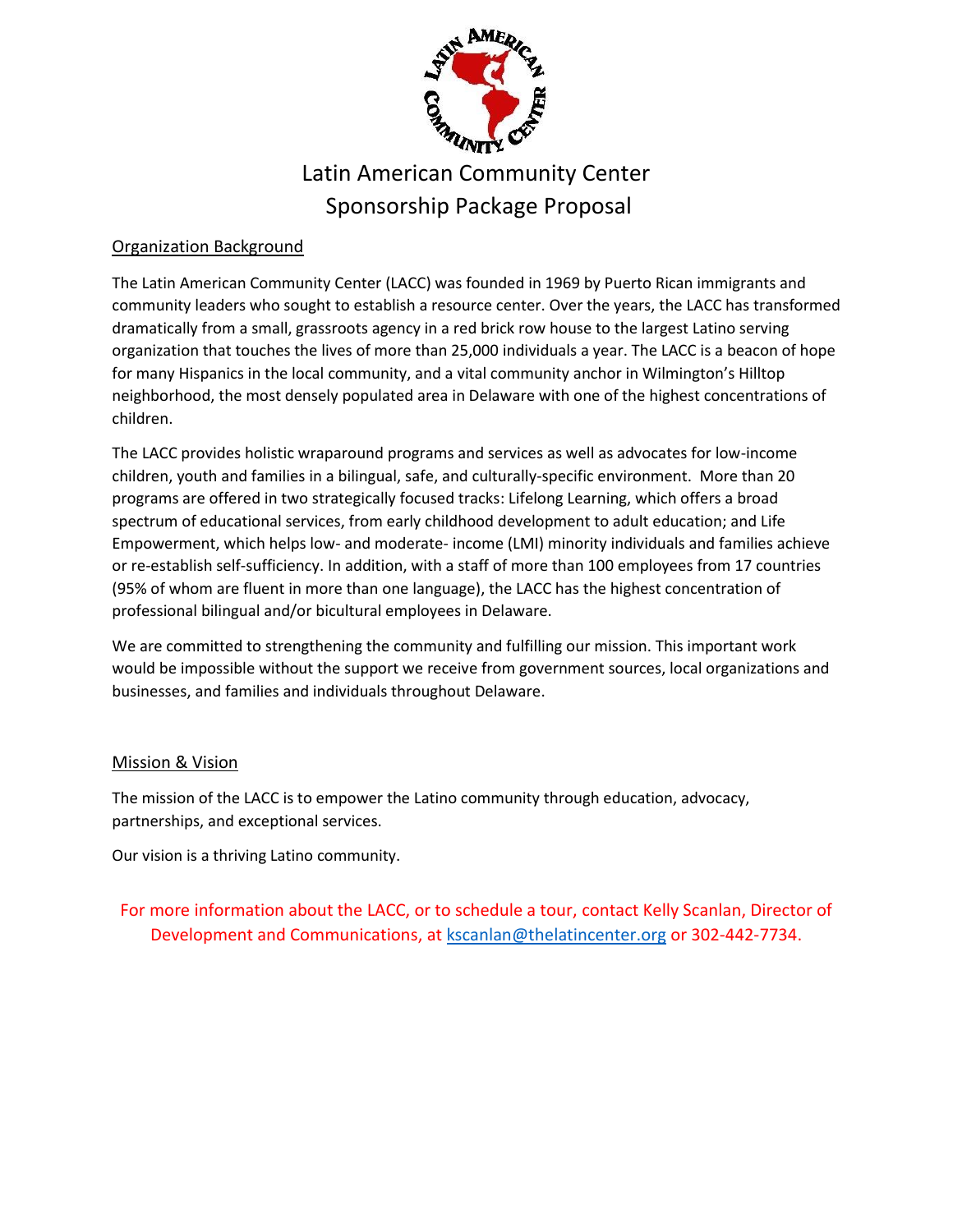# Latin American Community Center
# Sponsorship Package Proposal

## Organization Background

The Latin American Community Center (LACC) was founded in 1969 by Puerto Rican immigrants and community leaders who sought to establish a resource center. Over the years, the LACC has transformed dramatically from a small, grassroots agency in a red brick row house to the largest Latino serving organization that touches the lives of more than 25,000 individuals a year. The LACC is a beacon of hope for many Hispanics in the local community, and a vital community anchor in Wilmington's Hilltop neighborhood, the most densely populated area in Delaware with one of the highest concentrations of children.

The LACC provides holistic wraparound programs and services as well as advocates for low-income children, youth and families in a bilingual, safe, and culturally-specific environment. More than 20 programs are offered in two strategically focused tracks: Lifelong Learning, which offers a broad spectrum of educational services, from early childhood development to adult education; and Life Empowerment, which helps low- and moderate- income (LMI) minority individuals and families achieve or re-establish self-sufficiency. In addition, with a staff of more than 100 employees from 17 countries (95% of whom are fluent in more than one language), the LACC has the highest concentration of professional bilingual and/or bicultural employees in Delaware.

We are committed to strengthening the community and fulfilling our mission. This important work would be impossible without the support we receive from government sources, local organizations and businesses, and families and individuals throughout Delaware.

## Mission & Vision

The mission of the LACC is to empower the Latino community through education, advocacy, partnerships, and exceptional services.

Our vision is a thriving Latino community.

For more information about the LACC, or to schedule a tour, contact Kelly Scanlan, Director of Development and Communications, at kscanlan@thelatincenter.org or 302-442-7734.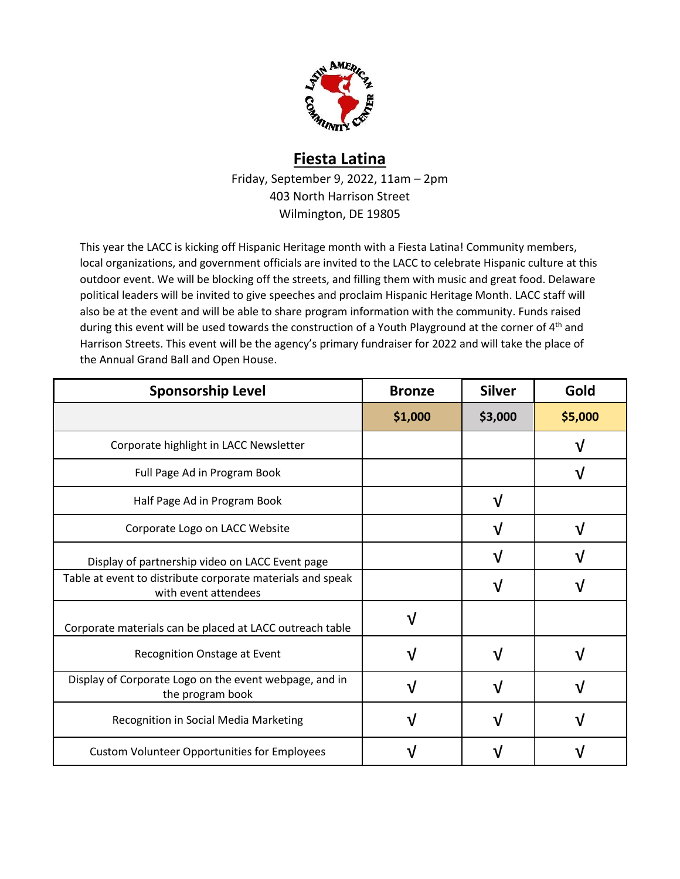# Fiesta Latina

Friday, September 9, 2022, 11am – 2pm
403 North Harrison Street
Wilmington, DE 19805

This year the LACC is kicking off Hispanic Heritage month with a Fiesta Latina! Community members, local organizations, and government officials are invited to the LACC to celebrate Hispanic culture at this outdoor event. We will be blocking off the streets, and filling them with music and great food. Delaware political leaders will be invited to give speeches and proclaim Hispanic Heritage Month. LACC staff will also be at the event and will be able to share program information with the community. Funds raised during this event will be used towards the construction of a Youth Playground at the corner of 4th and Harrison Streets. This event will be the agency's primary fundraiser for 2022 and will take the place of the Annual Grand Ball and Open House.

| Sponsorship Level | Bronze | Silver | Gold |
|---|---|---|---|
| | **$1,000** | **$3,000** | **$5,000** |
| Corporate highlight in LACC Newsletter | | | √ |
| Full Page Ad in Program Book | | | √ |
| Half Page Ad in Program Book | | √ | |
| Corporate Logo on LACC Website | | √ | √ |
| Display of partnership video on LACC Event page | | √ | √ |
| Table at event to distribute corporate materials and speak with event attendees | | √ | √ |
| Corporate materials can be placed at LACC outreach table | √ | | |
| Recognition Onstage at Event | √ | √ | √ |
| Display of Corporate Logo on the event webpage, and in the program book | √ | √ | √ |
| Recognition in Social Media Marketing | √ | √ | √ |
| Custom Volunteer Opportunities for Employees | √ | √ | √ |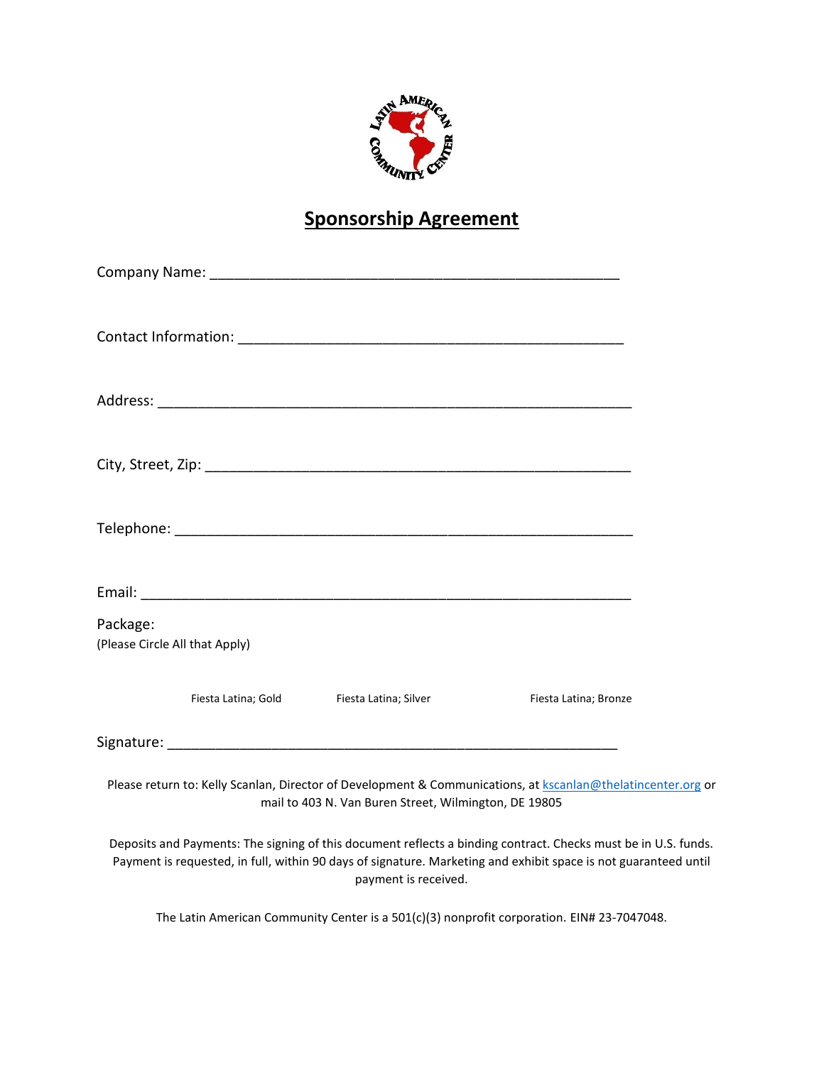## **Sponsorship Agreement**

Company Name: ___________________________________________________

Contact Information: ________________________________________________

Address: ____________________________________________________________

City, Street, Zip: ______________________________________________________

Telephone: __________________________________________________________

Email: ______________________________________________________________

Package:
(Please Circle All that Apply)

Fiesta Latina; Gold    Fiesta Latina; Silver    Fiesta Latina; Bronze

Signature: ___________________________________________________________

Please return to: Kelly Scanlan, Director of Development & Communications, at kscanlan@thelatincenter.org or mail to 403 N. Van Buren Street, Wilmington, DE 19805

Deposits and Payments: The signing of this document reflects a binding contract. Checks must be in U.S. funds. Payment is requested, in full, within 90 days of signature. Marketing and exhibit space is not guaranteed until payment is received.

The Latin American Community Center is a 501(c)(3) nonprofit corporation. EIN# 23-7047048.